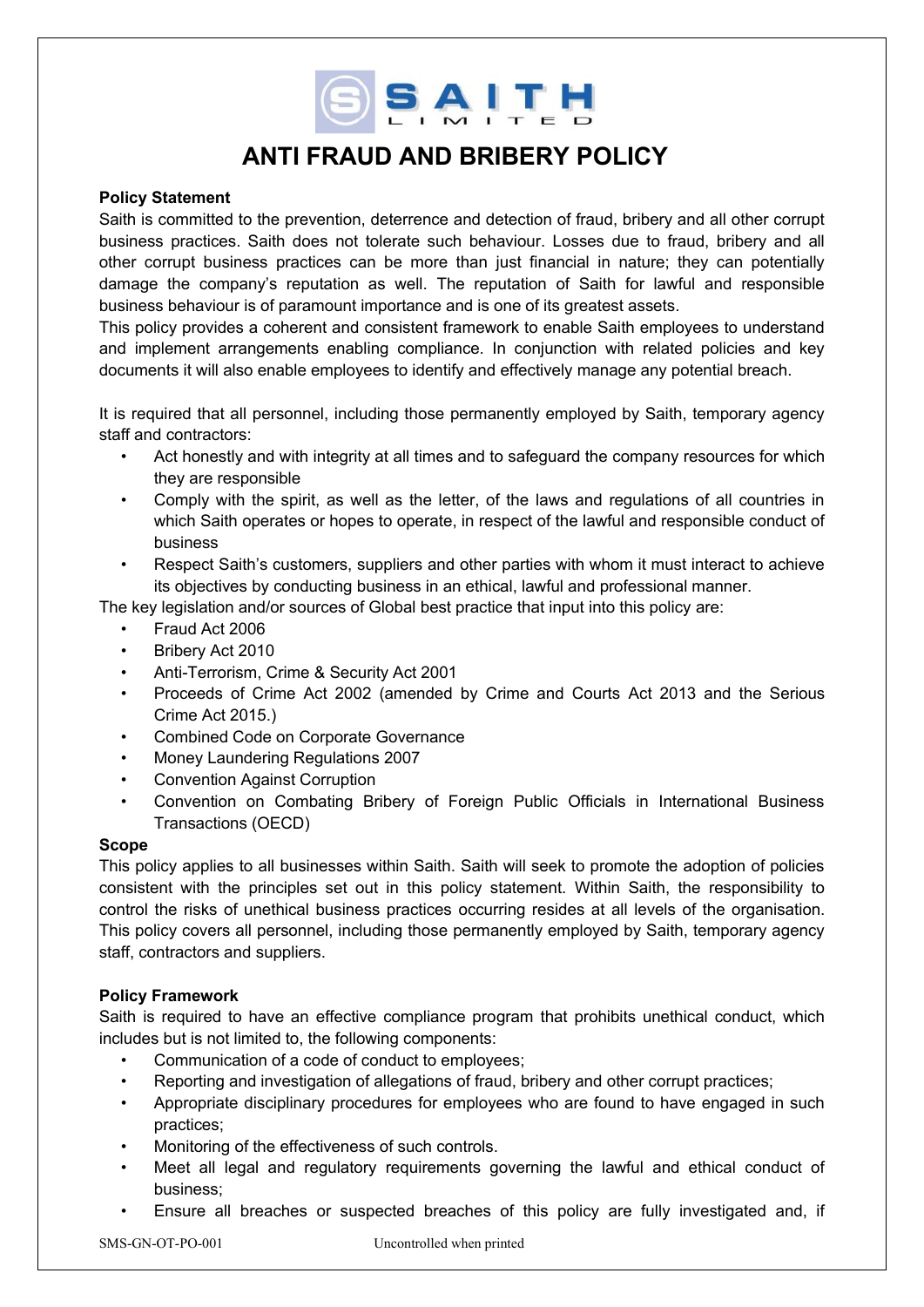# ANTI FRAUD AND BRIBERY POLICY

**Policy Statement**

Saith is committed to the prevention, deterrence and detection of fraud, bribery and all other corrupt business practices. Saith does not tolerate such behaviour. Losses due to fraud, bribery and all other corrupt business practices can be more than just financial in nature; they can potentially damage the company's reputation as well. The reputation of Saith for lawful and responsible business behaviour is of paramount importance and is one of its greatest assets.

This policy provides a coherent and consistent framework to enable Saith employees to understand and implement arrangements enabling compliance. In conjunction with related policies and key documents it will also enable employees to identify and effectively manage any potential breach.

It is required that all personnel, including those permanently employed by Saith, temporary agency staff and contractors:

- Act honestly and with integrity at all times and to safeguard the company resources for which they are responsible
- Comply with the spirit, as well as the letter, of the laws and regulations of all countries in which Saith operates or hopes to operate, in respect of the lawful and responsible conduct of business
- Respect Saith's customers, suppliers and other parties with whom it must interact to achieve its objectives by conducting business in an ethical, lawful and professional manner.

The key legislation and/or sources of Global best practice that input into this policy are:

- Fraud Act 2006
- Bribery Act 2010
- Anti-Terrorism, Crime & Security Act 2001
- Proceeds of Crime Act 2002 (amended by Crime and Courts Act 2013 and the Serious Crime Act 2015.)
- Combined Code on Corporate Governance
- Money Laundering Regulations 2007
- Convention Against Corruption
- Convention on Combating Bribery of Foreign Public Officials in International Business Transactions (OECD)

**Scope**

This policy applies to all businesses within Saith. Saith will seek to promote the adoption of policies consistent with the principles set out in this policy statement. Within Saith, the responsibility to control the risks of unethical business practices occurring resides at all levels of the organisation. This policy covers all personnel, including those permanently employed by Saith, temporary agency staff, contractors and suppliers.

**Policy Framework**

Saith is required to have an effective compliance program that prohibits unethical conduct, which includes but is not limited to, the following components:

- Communication of a code of conduct to employees;
- Reporting and investigation of allegations of fraud, bribery and other corrupt practices;
- Appropriate disciplinary procedures for employees who are found to have engaged in such practices;
- Monitoring of the effectiveness of such controls.
- Meet all legal and regulatory requirements governing the lawful and ethical conduct of business;
- Ensure all breaches or suspected breaches of this policy are fully investigated and, if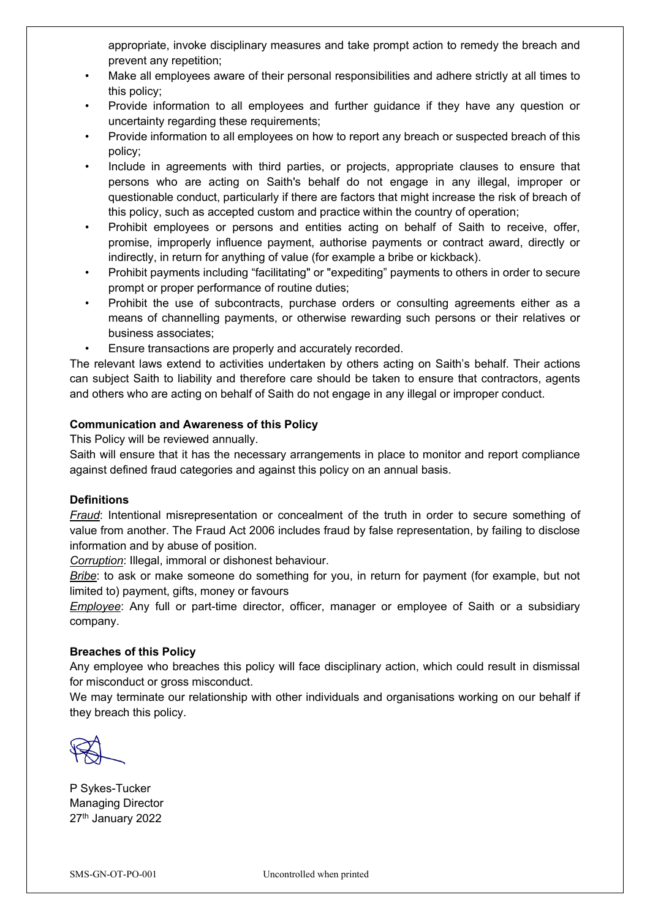appropriate, invoke disciplinary measures and take prompt action to remedy the breach and prevent any repetition;

- Make all employees aware of their personal responsibilities and adhere strictly at all times to this policy;
- Provide information to all employees and further guidance if they have any question or uncertainty regarding these requirements;
- Provide information to all employees on how to report any breach or suspected breach of this policy;
- Include in agreements with third parties, or projects, appropriate clauses to ensure that persons who are acting on Saith's behalf do not engage in any illegal, improper or questionable conduct, particularly if there are factors that might increase the risk of breach of this policy, such as accepted custom and practice within the country of operation;
- Prohibit employees or persons and entities acting on behalf of Saith to receive, offer, promise, improperly influence payment, authorise payments or contract award, directly or indirectly, in return for anything of value (for example a bribe or kickback).
- Prohibit payments including "facilitating" or "expediting" payments to others in order to secure prompt or proper performance of routine duties;
- Prohibit the use of subcontracts, purchase orders or consulting agreements either as a means of channelling payments, or otherwise rewarding such persons or their relatives or business associates;
- Ensure transactions are properly and accurately recorded.

The relevant laws extend to activities undertaken by others acting on Saith's behalf. Their actions can subject Saith to liability and therefore care should be taken to ensure that contractors, agents and others who are acting on behalf of Saith do not engage in any illegal or improper conduct.

**Communication and Awareness of this Policy**

This Policy will be reviewed annually.

Saith will ensure that it has the necessary arrangements in place to monitor and report compliance against defined fraud categories and against this policy on an annual basis.

**Definitions**

*Fraud*: Intentional misrepresentation or concealment of the truth in order to secure something of value from another. The Fraud Act 2006 includes fraud by false representation, by failing to disclose information and by abuse of position.

*Corruption*: Illegal, immoral or dishonest behaviour.

*Bribe*: to ask or make someone do something for you, in return for payment (for example, but not limited to) payment, gifts, money or favours

*Employee*: Any full or part-time director, officer, manager or employee of Saith or a subsidiary company.

**Breaches of this Policy**

Any employee who breaches this policy will face disciplinary action, which could result in dismissal for misconduct or gross misconduct.

We may terminate our relationship with other individuals and organisations working on our behalf if they breach this policy.

P Sykes-Tucker
Managing Director
27th January 2022

SMS-GN-OT-PO-001 Uncontrolled when printed